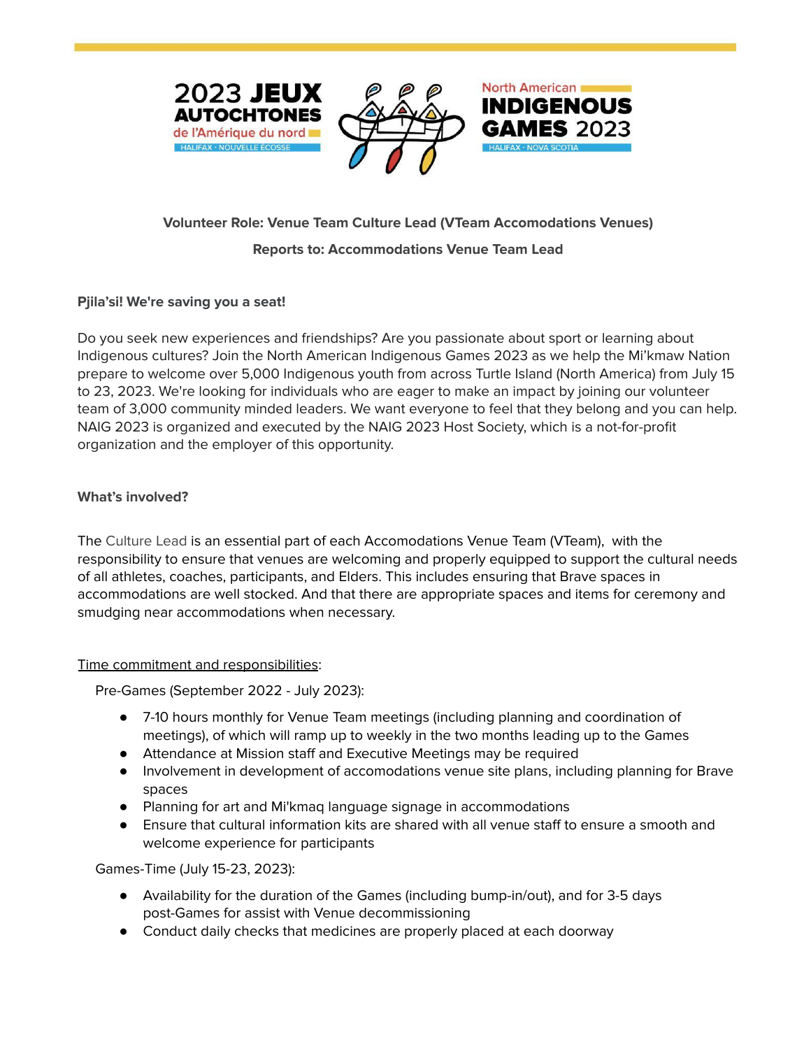2023 JEUX AUTOCHTONES de l'Amérique du nord
HALIFAX · NOUVELLE ECOSSE

North American INDIGENOUS GAMES 2023
HALIFAX · NOVA SCOTIA

**Volunteer Role: Venue Team Culture Lead (VTeam Accomodations Venues)**

**Reports to: Accommodations Venue Team Lead**

**Pjila'si! We're saving you a seat!**

Do you seek new experiences and friendships? Are you passionate about sport or learning about Indigenous cultures? Join the North American Indigenous Games 2023 as we help the Mi'kmaw Nation prepare to welcome over 5,000 Indigenous youth from across Turtle Island (North America) from July 15 to 23, 2023. We're looking for individuals who are eager to make an impact by joining our volunteer team of 3,000 community minded leaders. We want everyone to feel that they belong and you can help. NAIG 2023 is organized and executed by the NAIG 2023 Host Society, which is a not-for-profit organization and the employer of this opportunity.

**What's involved?**

The Culture Lead is an essential part of each Accomodations Venue Team (VTeam), with the responsibility to ensure that venues are welcoming and properly equipped to support the cultural needs of all athletes, coaches, participants, and Elders. This includes ensuring that Brave spaces in accommodations are well stocked. And that there are appropriate spaces and items for ceremony and smudging near accommodations when necessary.

<u>Time commitment and responsibilities</u>:

Pre-Games (September 2022 - July 2023):

- 7-10 hours monthly for Venue Team meetings (including planning and coordination of meetings), of which will ramp up to weekly in the two months leading up to the Games
- Attendance at Mission staff and Executive Meetings may be required
- Involvement in development of accomodations venue site plans, including planning for Brave spaces
- Planning for art and Mi'kmaq language signage in accommodations
- Ensure that cultural information kits are shared with all venue staff to ensure a smooth and welcome experience for participants

Games-Time (July 15-23, 2023):

- Availability for the duration of the Games (including bump-in/out), and for 3-5 days post-Games for assist with Venue decommissioning
- Conduct daily checks that medicines are properly placed at each doorway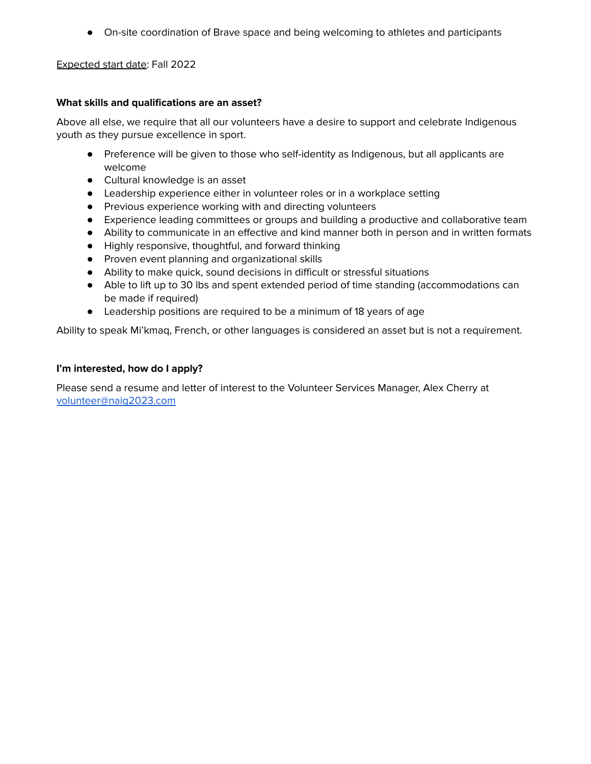- On-site coordination of Brave space and being welcoming to athletes and participants

Expected start date: Fall 2022

**What skills and qualifications are an asset?**

Above all else, we require that all our volunteers have a desire to support and celebrate Indigenous youth as they pursue excellence in sport.

- Preference will be given to those who self-identity as Indigenous, but all applicants are welcome
- Cultural knowledge is an asset
- Leadership experience either in volunteer roles or in a workplace setting
- Previous experience working with and directing volunteers
- Experience leading committees or groups and building a productive and collaborative team
- Ability to communicate in an effective and kind manner both in person and in written formats
- Highly responsive, thoughtful, and forward thinking
- Proven event planning and organizational skills
- Ability to make quick, sound decisions in difficult or stressful situations
- Able to lift up to 30 lbs and spent extended period of time standing (accommodations can be made if required)
- Leadership positions are required to be a minimum of 18 years of age

Ability to speak Mi'kmaq, French, or other languages is considered an asset but is not a requirement.

**I'm interested, how do I apply?**

Please send a resume and letter of interest to the Volunteer Services Manager, Alex Cherry at volunteer@naig2023.com